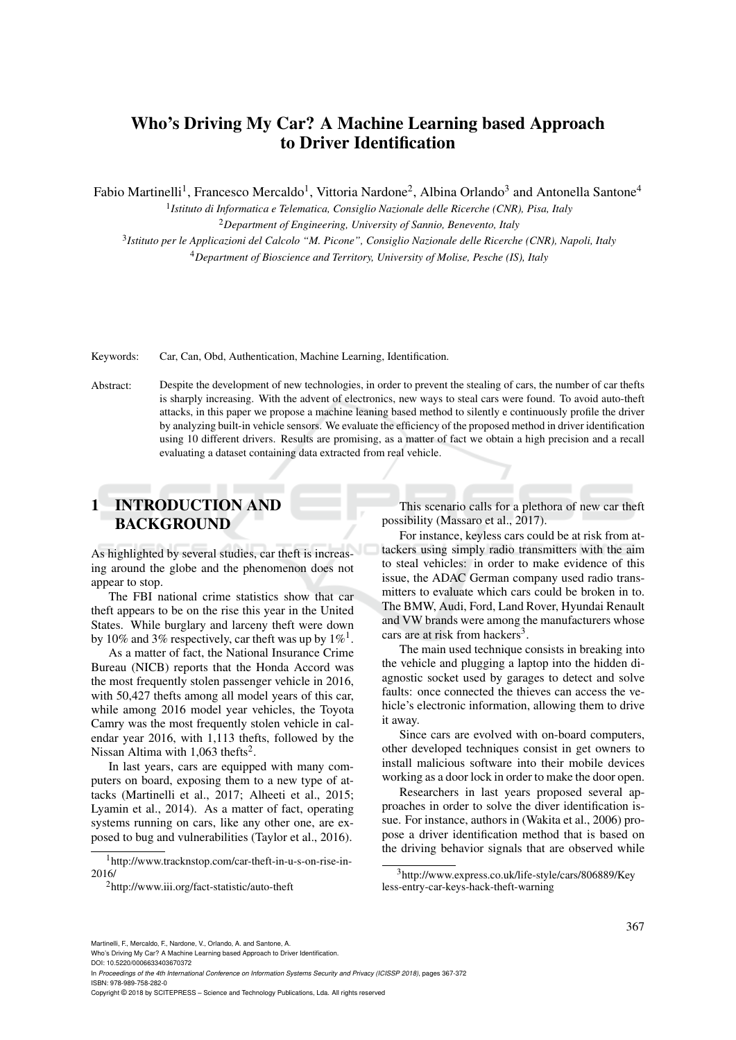# Who's Driving My Car? A Machine Learning based Approach to Driver Identification

Fabio Martinelli[1], Francesco Mercaldo[1], Vittoria Nardone[2], Albina Orlando[3] and Antonella Santone[4]

[1]*Istituto di Informatica e Telematica, Consiglio Nazionale delle Ricerche (CNR), Pisa, Italy*

[2]*Department of Engineering, University of Sannio, Benevento, Italy*

[3]*Istituto per le Applicazioni del Calcolo "M. Picone", Consiglio Nazionale delle Ricerche (CNR), Napoli, Italy*

[4]*Department of Bioscience and Territory, University of Molise, Pesche (IS), Italy*

Keywords: Car, Can, Obd, Authentication, Machine Learning, Identification.

Abstract: Despite the development of new technologies, in order to prevent the stealing of cars, the number of car thefts is sharply increasing. With the advent of electronics, new ways to steal cars were found. To avoid auto-theft attacks, in this paper we propose a machine leaning based method to silently e continuously profile the driver by analyzing built-in vehicle sensors. We evaluate the efficiency of the proposed method in driver identification using 10 different drivers. Results are promising, as a matter of fact we obtain a high precision and a recall evaluating a dataset containing data extracted from real vehicle.

## 1 INTRODUCTION AND BACKGROUND

As highlighted by several studies, car theft is increasing around the globe and the phenomenon does not appear to stop.

The FBI national crime statistics show that car theft appears to be on the rise this year in the United States. While burglary and larceny theft were down by 10% and 3% respectively, car theft was up by 1%[1].

As a matter of fact, the National Insurance Crime Bureau (NICB) reports that the Honda Accord was the most frequently stolen passenger vehicle in 2016, with 50,427 thefts among all model years of this car, while among 2016 model year vehicles, the Toyota Camry was the most frequently stolen vehicle in calendar year 2016, with 1,113 thefts, followed by the Nissan Altima with 1,063 thefts[2].

In last years, cars are equipped with many computers on board, exposing them to a new type of attacks (Martinelli et al., 2017; Alheeti et al., 2015; Lyamin et al., 2014). As a matter of fact, operating systems running on cars, like any other one, are exposed to bug and vulnerabilities (Taylor et al., 2016).

This scenario calls for a plethora of new car theft possibility (Massaro et al., 2017).

For instance, keyless cars could be at risk from attackers using simply radio transmitters with the aim to steal vehicles: in order to make evidence of this issue, the ADAC German company used radio transmitters to evaluate which cars could be broken in to. The BMW, Audi, Ford, Land Rover, Hyundai Renault and VW brands were among the manufacturers whose cars are at risk from hackers[3].

The main used technique consists in breaking into the vehicle and plugging a laptop into the hidden diagnostic socket used by garages to detect and solve faults: once connected the thieves can access the vehicle's electronic information, allowing them to drive it away.

Since cars are evolved with on-board computers, other developed techniques consist in get owners to install malicious software into their mobile devices working as a door lock in order to make the door open.

Researchers in last years proposed several approaches in order to solve the diver identification issue. For instance, authors in (Wakita et al., 2006) propose a driver identification method that is based on the driving behavior signals that are observed while

[1]http://www.tracknstop.com/car-theft-in-u-s-on-rise-in-2016/

[2]http://www.iii.org/fact-statistic/auto-theft

[3]http://www.express.co.uk/life-style/cars/806889/Keyless-entry-car-keys-hack-theft-warning

Martinelli, F., Mercaldo, F., Nardone, V., Orlando, A. and Santone, A.
Who's Driving My Car? A Machine Learning based Approach to Driver Identification.
DOI: 10.5220/0006633403670372
In *Proceedings of the 4th International Conference on Information Systems Security and Privacy (ICISSP 2018)*, pages 367-372
ISBN: 978-989-758-282-0
Copyright © 2018 by SCITEPRESS – Science and Technology Publications, Lda. All rights reserved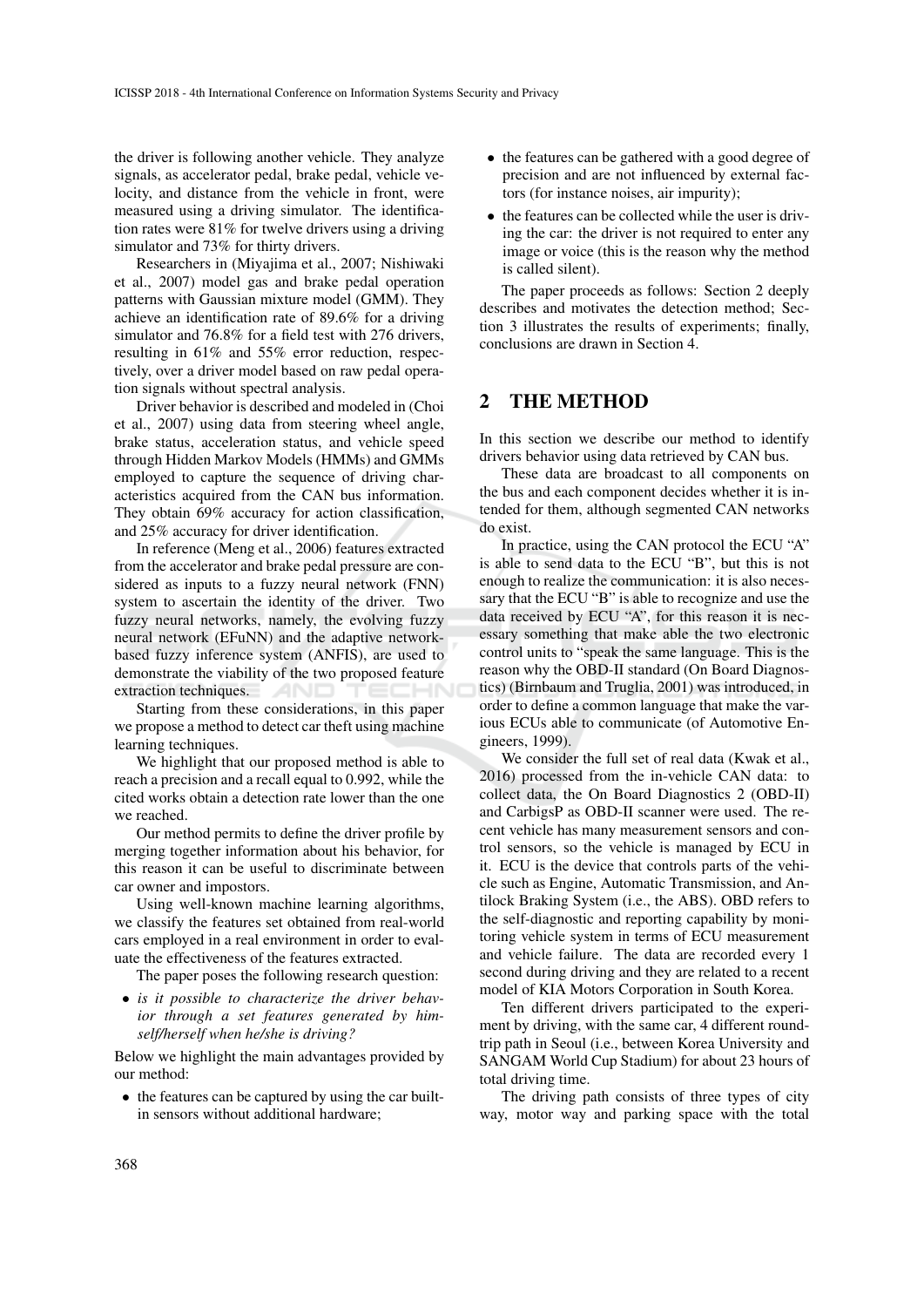the driver is following another vehicle. They analyze signals, as accelerator pedal, brake pedal, vehicle velocity, and distance from the vehicle in front, were measured using a driving simulator. The identification rates were 81% for twelve drivers using a driving simulator and 73% for thirty drivers.

Researchers in (Miyajima et al., 2007; Nishiwaki et al., 2007) model gas and brake pedal operation patterns with Gaussian mixture model (GMM). They achieve an identification rate of 89.6% for a driving simulator and 76.8% for a field test with 276 drivers, resulting in 61% and 55% error reduction, respectively, over a driver model based on raw pedal operation signals without spectral analysis.

Driver behavior is described and modeled in (Choi et al., 2007) using data from steering wheel angle, brake status, acceleration status, and vehicle speed through Hidden Markov Models (HMMs) and GMMs employed to capture the sequence of driving characteristics acquired from the CAN bus information. They obtain 69% accuracy for action classification, and 25% accuracy for driver identification.

In reference (Meng et al., 2006) features extracted from the accelerator and brake pedal pressure are considered as inputs to a fuzzy neural network (FNN) system to ascertain the identity of the driver. Two fuzzy neural networks, namely, the evolving fuzzy neural network (EFuNN) and the adaptive network-based fuzzy inference system (ANFIS), are used to demonstrate the viability of the two proposed feature extraction techniques.

Starting from these considerations, in this paper we propose a method to detect car theft using machine learning techniques.

We highlight that our proposed method is able to reach a precision and a recall equal to 0.992, while the cited works obtain a detection rate lower than the one we reached.

Our method permits to define the driver profile by merging together information about his behavior, for this reason it can be useful to discriminate between car owner and impostors.

Using well-known machine learning algorithms, we classify the features set obtained from real-world cars employed in a real environment in order to evaluate the effectiveness of the features extracted.

The paper poses the following research question:

- *is it possible to characterize the driver behavior through a set features generated by himself/herself when he/she is driving?*

Below we highlight the main advantages provided by our method:

- the features can be captured by using the car built-in sensors without additional hardware;
- the features can be gathered with a good degree of precision and are not influenced by external factors (for instance noises, air impurity);
- the features can be collected while the user is driving the car: the driver is not required to enter any image or voice (this is the reason why the method is called silent).

The paper proceeds as follows: Section 2 deeply describes and motivates the detection method; Section 3 illustrates the results of experiments; finally, conclusions are drawn in Section 4.

## 2 THE METHOD

In this section we describe our method to identify drivers behavior using data retrieved by CAN bus.

These data are broadcast to all components on the bus and each component decides whether it is intended for them, although segmented CAN networks do exist.

In practice, using the CAN protocol the ECU "A" is able to send data to the ECU "B", but this is not enough to realize the communication: it is also necessary that the ECU "B" is able to recognize and use the data received by ECU "A", for this reason it is necessary something that make able the two electronic control units to "speak the same language. This is the reason why the OBD-II standard (On Board Diagnostics) (Birnbaum and Truglia, 2001) was introduced, in order to define a common language that make the various ECUs able to communicate (of Automotive Engineers, 1999).

We consider the full set of real data (Kwak et al., 2016) processed from the in-vehicle CAN data: to collect data, the On Board Diagnostics 2 (OBD-II) and CarbigsP as OBD-II scanner were used. The recent vehicle has many measurement sensors and control sensors, so the vehicle is managed by ECU in it. ECU is the device that controls parts of the vehicle such as Engine, Automatic Transmission, and Antilock Braking System (i.e., the ABS). OBD refers to the self-diagnostic and reporting capability by monitoring vehicle system in terms of ECU measurement and vehicle failure. The data are recorded every 1 second during driving and they are related to a recent model of KIA Motors Corporation in South Korea.

Ten different drivers participated to the experiment by driving, with the same car, 4 different round-trip path in Seoul (i.e., between Korea University and SANGAM World Cup Stadium) for about 23 hours of total driving time.

The driving path consists of three types of city way, motor way and parking space with the total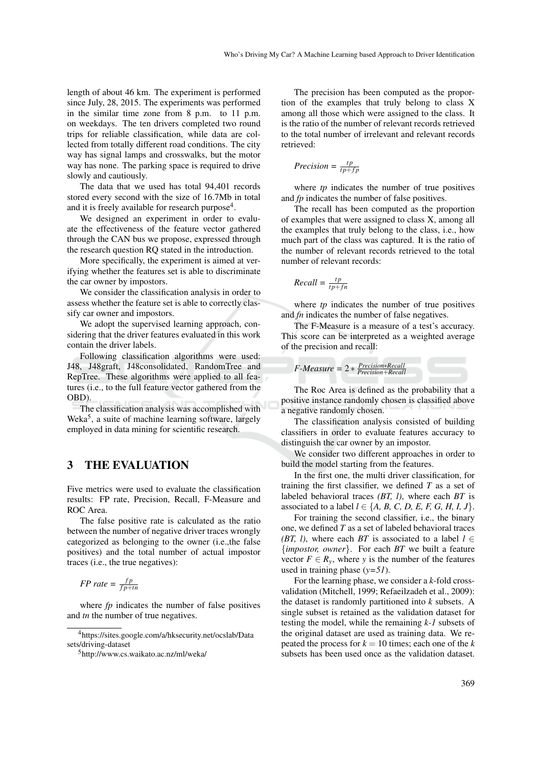length of about 46 km. The experiment is performed since July, 28, 2015. The experiments was performed in the similar time zone from 8 p.m. to 11 p.m. on weekdays. The ten drivers completed two round trips for reliable classification, while data are collected from totally different road conditions. The city way has signal lamps and crosswalks, but the motor way has none. The parking space is required to drive slowly and cautiously.

The data that we used has total 94,401 records stored every second with the size of 16.7Mb in total and it is freely available for research purpose[4].

We designed an experiment in order to evaluate the effectiveness of the feature vector gathered through the CAN bus we propose, expressed through the research question RQ stated in the introduction.

More specifically, the experiment is aimed at verifying whether the features set is able to discriminate the car owner by impostors.

We consider the classification analysis in order to assess whether the feature set is able to correctly classify car owner and impostors.

We adopt the supervised learning approach, considering that the driver features evaluated in this work contain the driver labels.

Following classification algorithms were used: J48, J48graft, J48consolidated, RandomTree and RepTree. These algorithms were applied to all features (i.e., to the full feature vector gathered from the OBD).

The classification analysis was accomplished with Weka[5], a suite of machine learning software, largely employed in data mining for scientific research.

# 3 THE EVALUATION

Five metrics were used to evaluate the classification results: FP rate, Precision, Recall, F-Measure and ROC Area.

The false positive rate is calculated as the ratio between the number of negative driver traces wrongly categorized as belonging to the owner (i.e.,the false positives) and the total number of actual impostor traces (i.e., the true negatives):

$$FP\ rate = \frac{fp}{fp+tn}$$

where *fp* indicates the number of false positives and *tn* the number of true negatives.

[4]https://sites.google.com/a/hksecurity.net/ocslab/Datasets/driving-dataset

[5]http://www.cs.waikato.ac.nz/ml/weka/

The precision has been computed as the proportion of the examples that truly belong to class X among all those which were assigned to the class. It is the ratio of the number of relevant records retrieved to the total number of irrelevant and relevant records retrieved:

$$Precision = \frac{tp}{tp+fp}$$

where *tp* indicates the number of true positives and *fp* indicates the number of false positives.

The recall has been computed as the proportion of examples that were assigned to class X, among all the examples that truly belong to the class, i.e., how much part of the class was captured. It is the ratio of the number of relevant records retrieved to the total number of relevant records:

$$Recall = \frac{tp}{tp+fn}$$

where *tp* indicates the number of true positives and *fn* indicates the number of false negatives.

The F-Measure is a measure of a test's accuracy. This score can be interpreted as a weighted average of the precision and recall:

$$F\text{-}Measure = 2 * \frac{Precision * Recall}{Precision + Recall}$$

The Roc Area is defined as the probability that a positive instance randomly chosen is classified above a negative randomly chosen.

The classification analysis consisted of building classifiers in order to evaluate features accuracy to distinguish the car owner by an impostor.

We consider two different approaches in order to build the model starting from the features.

In the first one, the multi driver classification, for training the first classifier, we defined $T$ as a set of labeled behavioral traces *(BT, l)*, where each $BT$ is associated to a label $l \in \{A, B, C, D, E, F, G, H, I, J\}$.

For training the second classifier, i.e., the binary one, we defined $T$ as a set of labeled behavioral traces *(BT, l)*, where each $BT$ is associated to a label $l \in \{impostor, owner\}$. For each $BT$ we built a feature vector $F \in R_y$, where $y$ is the number of the features used in training phase ($y$=*51*).

For the learning phase, we consider a $k$-fold cross-validation (Mitchell, 1999; Refaeilzadeh et al., 2009): the dataset is randomly partitioned into $k$ subsets. A single subset is retained as the validation dataset for testing the model, while the remaining $k$-*1* subsets of the original dataset are used as training data. We repeated the process for $k = 10$ times; each one of the $k$ subsets has been used once as the validation dataset.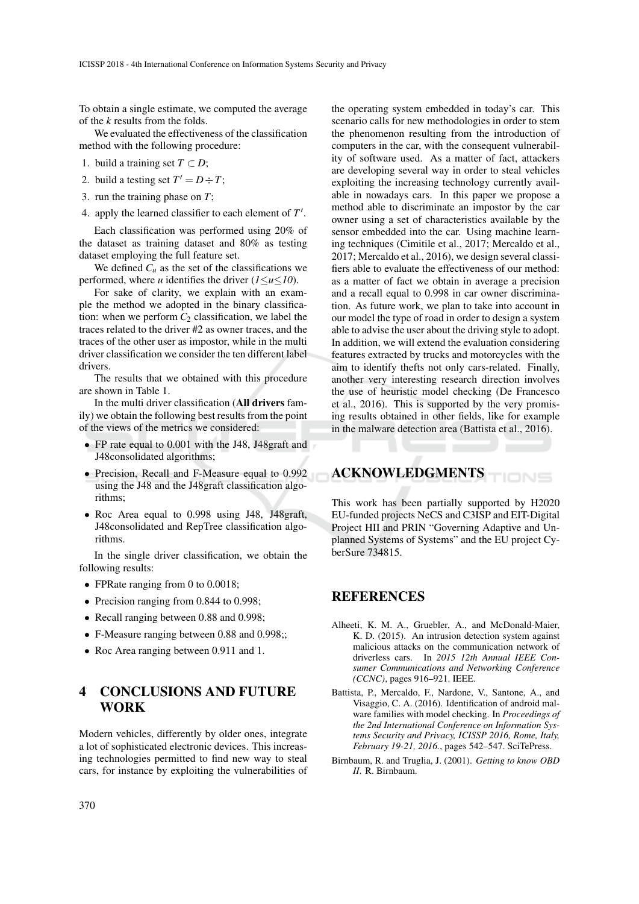To obtain a single estimate, we computed the average of the $k$ results from the folds.

We evaluated the effectiveness of the classification method with the following procedure:

1. build a training set $T \subset D$;
2. build a testing set $T' = D \div T$;
3. run the training phase on $T$;
4. apply the learned classifier to each element of $T'$.

Each classification was performed using 20% of the dataset as training dataset and 80% as testing dataset employing the full feature set.

We defined $C_u$ as the set of the classifications we performed, where $u$ identifies the driver ($1 \leq u \leq 10$).

For sake of clarity, we explain with an example the method we adopted in the binary classification: when we perform $C_2$ classification, we label the traces related to the driver #2 as owner traces, and the traces of the other user as impostor, while in the multi driver classification we consider the ten different label drivers.

The results that we obtained with this procedure are shown in Table 1.

In the multi driver classification (**All drivers** family) we obtain the following best results from the point of the views of the metrics we considered:

- FP rate equal to 0.001 with the J48, J48graft and J48consolidated algorithms;
- Precision, Recall and F-Measure equal to 0.992 using the J48 and the J48graft classification algorithms;
- Roc Area equal to 0.998 using J48, J48graft, J48consolidated and RepTree classification algorithms.

In the single driver classification, we obtain the following results:

- FPRate ranging from 0 to 0.0018;
- Precision ranging from 0.844 to 0.998;
- Recall ranging between 0.88 and 0.998;
- F-Measure ranging between 0.88 and 0.998;;
- Roc Area ranging between 0.911 and 1.

# 4 CONCLUSIONS AND FUTURE WORK

Modern vehicles, differently by older ones, integrate a lot of sophisticated electronic devices. This increasing technologies permitted to find new way to steal cars, for instance by exploiting the vulnerabilities of the operating system embedded in today's car. This scenario calls for new methodologies in order to stem the phenomenon resulting from the introduction of computers in the car, with the consequent vulnerability of software used. As a matter of fact, attackers are developing several way in order to steal vehicles exploiting the increasing technology currently available in nowadays cars. In this paper we propose a method able to discriminate an impostor by the car owner using a set of characteristics available by the sensor embedded into the car. Using machine learning techniques (Cimitile et al., 2017; Mercaldo et al., 2017; Mercaldo et al., 2016), we design several classifiers able to evaluate the effectiveness of our method: as a matter of fact we obtain in average a precision and a recall equal to 0.998 in car owner discrimination. As future work, we plan to take into account in our model the type of road in order to design a system able to advise the user about the driving style to adopt. In addition, we will extend the evaluation considering features extracted by trucks and motorcycles with the aim to identify thefts not only cars-related. Finally, another very interesting research direction involves the use of heuristic model checking (De Francesco et al., 2016). This is supported by the very promising results obtained in other fields, like for example in the malware detection area (Battista et al., 2016).

# ACKNOWLEDGMENTS

This work has been partially supported by H2020 EU-funded projects NeCS and C3ISP and EIT-Digital Project HII and PRIN "Governing Adaptive and Unplanned Systems of Systems" and the EU project CyberSure 734815.

# REFERENCES

Alheeti, K. M. A., Gruebler, A., and McDonald-Maier, K. D. (2015). An intrusion detection system against malicious attacks on the communication network of driverless cars. In *2015 12th Annual IEEE Consumer Communications and Networking Conference (CCNC)*, pages 916–921. IEEE.

Battista, P., Mercaldo, F., Nardone, V., Santone, A., and Visaggio, C. A. (2016). Identification of android malware families with model checking. In *Proceedings of the 2nd International Conference on Information Systems Security and Privacy, ICISSP 2016, Rome, Italy, February 19-21, 2016.*, pages 542–547. SciTePress.

Birnbaum, R. and Truglia, J. (2001). *Getting to know OBD II*. R. Birnbaum.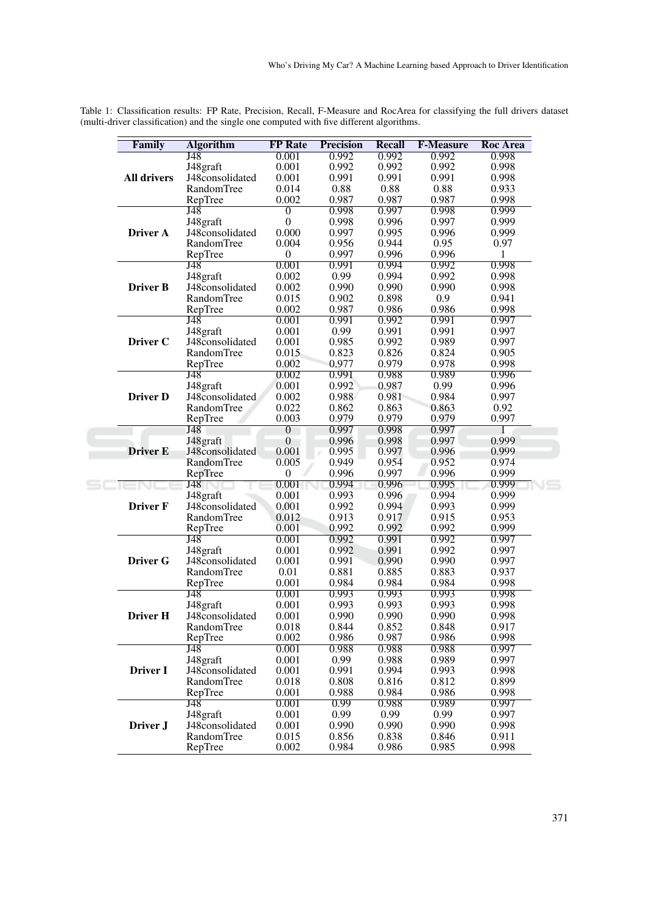Table 1: Classification results: FP Rate, Precision, Recall, F-Measure and RocArea for classifying the full drivers dataset (multi-driver classification) and the single one computed with five different algorithms.

| Family | Algorithm | FP Rate | Precision | Recall | F-Measure | Roc Area |
|---|---|---|---|---|---|---|
| **All drivers** | J48 | 0.001 | 0.992 | 0.992 | 0.992 | 0.998 |
| | J48graft | 0.001 | 0.992 | 0.992 | 0.992 | 0.998 |
| | J48consolidated | 0.001 | 0.991 | 0.991 | 0.991 | 0.998 |
| | RandomTree | 0.014 | 0.88 | 0.88 | 0.88 | 0.933 |
| | RepTree | 0.002 | 0.987 | 0.987 | 0.987 | 0.998 |
| **Driver A** | J48 | 0 | 0.998 | 0.997 | 0.998 | 0.999 |
| | J48graft | 0 | 0.998 | 0.996 | 0.997 | 0.999 |
| | J48consolidated | 0.000 | 0.997 | 0.995 | 0.996 | 0.999 |
| | RandomTree | 0.004 | 0.956 | 0.944 | 0.95 | 0.97 |
| | RepTree | 0 | 0.997 | 0.996 | 0.996 | 1 |
| **Driver B** | J48 | 0.001 | 0.991 | 0.994 | 0.992 | 0.998 |
| | J48graft | 0.002 | 0.99 | 0.994 | 0.992 | 0.998 |
| | J48consolidated | 0.002 | 0.990 | 0.990 | 0.990 | 0.998 |
| | RandomTree | 0.015 | 0.902 | 0.898 | 0.9 | 0.941 |
| | RepTree | 0.002 | 0.987 | 0.986 | 0.986 | 0.998 |
| **Driver C** | J48 | 0.001 | 0.991 | 0.992 | 0.991 | 0.997 |
| | J48graft | 0.001 | 0.99 | 0.991 | 0.991 | 0.997 |
| | J48consolidated | 0.001 | 0.985 | 0.992 | 0.989 | 0.997 |
| | RandomTree | 0.015 | 0.823 | 0.826 | 0.824 | 0.905 |
| | RepTree | 0.002 | 0.977 | 0.979 | 0.978 | 0.998 |
| **Driver D** | J48 | 0.002 | 0.991 | 0.988 | 0.989 | 0.996 |
| | J48graft | 0.001 | 0.992 | 0.987 | 0.99 | 0.996 |
| | J48consolidated | 0.002 | 0.988 | 0.981 | 0.984 | 0.997 |
| | RandomTree | 0.022 | 0.862 | 0.863 | 0.863 | 0.92 |
| | RepTree | 0.003 | 0.979 | 0.979 | 0.979 | 0.997 |
| **Driver E** | J48 | 0 | 0.997 | 0.998 | 0.997 | 1 |
| | J48graft | 0 | 0.996 | 0.998 | 0.997 | 0.999 |
| | J48consolidated | 0.001 | 0.995 | 0.997 | 0.996 | 0.999 |
| | RandomTree | 0.005 | 0.949 | 0.954 | 0.952 | 0.974 |
| | RepTree | 0 | 0.996 | 0.997 | 0.996 | 0.999 |
| **Driver F** | J48 | 0.001 | 0.994 | 0.996 | 0.995 | 0.999 |
| | J48graft | 0.001 | 0.993 | 0.996 | 0.994 | 0.999 |
| | J48consolidated | 0.001 | 0.992 | 0.994 | 0.993 | 0.999 |
| | RandomTree | 0.012 | 0.913 | 0.917 | 0.915 | 0.953 |
| | RepTree | 0.001 | 0.992 | 0.992 | 0.992 | 0.999 |
| **Driver G** | J48 | 0.001 | 0.992 | 0.991 | 0.992 | 0.997 |
| | J48graft | 0.001 | 0.992 | 0.991 | 0.992 | 0.997 |
| | J48consolidated | 0.001 | 0.991 | 0.990 | 0.990 | 0.997 |
| | RandomTree | 0.01 | 0.881 | 0.885 | 0.883 | 0.937 |
| | RepTree | 0.001 | 0.984 | 0.984 | 0.984 | 0.998 |
| **Driver H** | J48 | 0.001 | 0.993 | 0.993 | 0.993 | 0.998 |
| | J48graft | 0.001 | 0.993 | 0.993 | 0.993 | 0.998 |
| | J48consolidated | 0.001 | 0.990 | 0.990 | 0.990 | 0.998 |
| | RandomTree | 0.018 | 0.844 | 0.852 | 0.848 | 0.917 |
| | RepTree | 0.002 | 0.986 | 0.987 | 0.986 | 0.998 |
| **Driver I** | J48 | 0.001 | 0.988 | 0.988 | 0.988 | 0.997 |
| | J48graft | 0.001 | 0.99 | 0.988 | 0.989 | 0.997 |
| | J48consolidated | 0.001 | 0.991 | 0.994 | 0.993 | 0.998 |
| | RandomTree | 0.018 | 0.808 | 0.816 | 0.812 | 0.899 |
| | RepTree | 0.001 | 0.988 | 0.984 | 0.986 | 0.998 |
| **Driver J** | J48 | 0.001 | 0.99 | 0.988 | 0.989 | 0.997 |
| | J48graft | 0.001 | 0.99 | 0.99 | 0.99 | 0.997 |
| | J48consolidated | 0.001 | 0.990 | 0.990 | 0.990 | 0.998 |
| | RandomTree | 0.015 | 0.856 | 0.838 | 0.846 | 0.911 |
| | RepTree | 0.002 | 0.984 | 0.986 | 0.985 | 0.998 |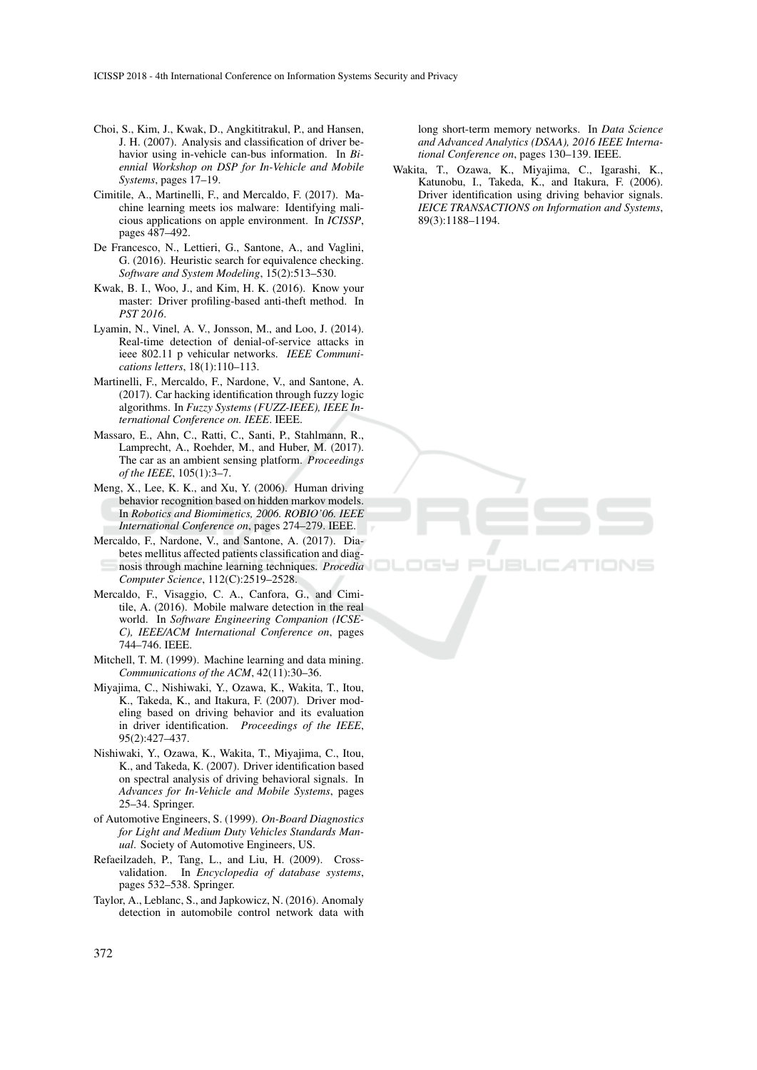Choi, S., Kim, J., Kwak, D., Angkititrakul, P., and Hansen, J. H. (2007). Analysis and classification of driver behavior using in-vehicle can-bus information. In *Biennial Workshop on DSP for In-Vehicle and Mobile Systems*, pages 17–19.

Cimitile, A., Martinelli, F., and Mercaldo, F. (2017). Machine learning meets ios malware: Identifying malicious applications on apple environment. In *ICISSP*, pages 487–492.

De Francesco, N., Lettieri, G., Santone, A., and Vaglini, G. (2016). Heuristic search for equivalence checking. *Software and System Modeling*, 15(2):513–530.

Kwak, B. I., Woo, J., and Kim, H. K. (2016). Know your master: Driver profiling-based anti-theft method. In *PST 2016*.

Lyamin, N., Vinel, A. V., Jonsson, M., and Loo, J. (2014). Real-time detection of denial-of-service attacks in ieee 802.11 p vehicular networks. *IEEE Communications letters*, 18(1):110–113.

Martinelli, F., Mercaldo, F., Nardone, V., and Santone, A. (2017). Car hacking identification through fuzzy logic algorithms. In *Fuzzy Systems (FUZZ-IEEE), IEEE International Conference on. IEEE*. IEEE.

Massaro, E., Ahn, C., Ratti, C., Santi, P., Stahlmann, R., Lamprecht, A., Roehder, M., and Huber, M. (2017). The car as an ambient sensing platform. *Proceedings of the IEEE*, 105(1):3–7.

Meng, X., Lee, K. K., and Xu, Y. (2006). Human driving behavior recognition based on hidden markov models. In *Robotics and Biomimetics, 2006. ROBIO'06. IEEE International Conference on*, pages 274–279. IEEE.

Mercaldo, F., Nardone, V., and Santone, A. (2017). Diabetes mellitus affected patients classification and diagnosis through machine learning techniques. *Procedia Computer Science*, 112(C):2519–2528.

Mercaldo, F., Visaggio, C. A., Canfora, G., and Cimitile, A. (2016). Mobile malware detection in the real world. In *Software Engineering Companion (ICSE-C), IEEE/ACM International Conference on*, pages 744–746. IEEE.

Mitchell, T. M. (1999). Machine learning and data mining. *Communications of the ACM*, 42(11):30–36.

Miyajima, C., Nishiwaki, Y., Ozawa, K., Wakita, T., Itou, K., Takeda, K., and Itakura, F. (2007). Driver modeling based on driving behavior and its evaluation in driver identification. *Proceedings of the IEEE*, 95(2):427–437.

Nishiwaki, Y., Ozawa, K., Wakita, T., Miyajima, C., Itou, K., and Takeda, K. (2007). Driver identification based on spectral analysis of driving behavioral signals. In *Advances for In-Vehicle and Mobile Systems*, pages 25–34. Springer.

of Automotive Engineers, S. (1999). *On-Board Diagnostics for Light and Medium Duty Vehicles Standards Manual*. Society of Automotive Engineers, US.

Refaeilzadeh, P., Tang, L., and Liu, H. (2009). Cross-validation. In *Encyclopedia of database systems*, pages 532–538. Springer.

Taylor, A., Leblanc, S., and Japkowicz, N. (2016). Anomaly detection in automobile control network data with long short-term memory networks. In *Data Science and Advanced Analytics (DSAA), 2016 IEEE International Conference on*, pages 130–139. IEEE.

Wakita, T., Ozawa, K., Miyajima, C., Igarashi, K., Katunobu, I., Takeda, K., and Itakura, F. (2006). Driver identification using driving behavior signals. *IEICE TRANSACTIONS on Information and Systems*, 89(3):1188–1194.